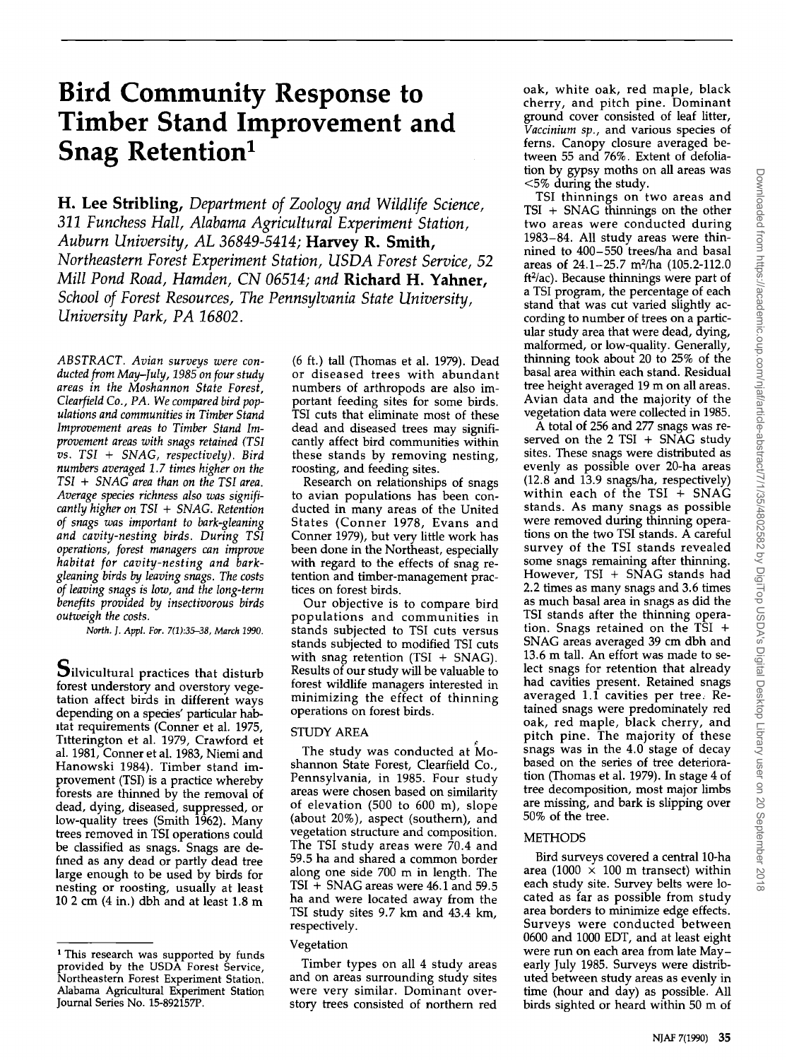# Bird Community Response to Timber Stand Improvement and Snag Retention[1]

**H. Lee Stribling,** *Department of Zoology and Wildlife Science, 311 Funchess Hall, Alabama Agricultural Experiment Station, Auburn University, AL 36849-5414;* **Harvey R. Smith,** *Northeastern Forest Experiment Station, USDA Forest Service, 52 Mill Pond Road, Hamden, CN 06514; and* **Richard H. Yahner,** *School of Forest Resources, The Pennsylvania State University, University Park, PA 16802.*

*ABSTRACT. Avian surveys were conducted from May–July, 1985 on four study areas in the Moshannon State Forest, Clearfield Co., PA. We compared bird populations and communities in Timber Stand Improvement areas to Timber Stand Improvement areas with snags retained (TSI vs. TSI + SNAG, respectively). Bird numbers averaged 1.7 times higher on the TSI + SNAG area than on the TSI area. Average species richness also was significantly higher on TSI + SNAG. Retention of snags was important to bark-gleaning and cavity-nesting birds. During TSI operations, forest managers can improve habitat for cavity-nesting and bark-gleaning birds by leaving snags. The costs of leaving snags is low, and the long-term benefits provided by insectivorous birds outweigh the costs.*

*North. J. Appl. For. 7(1):35–38, March 1990.*

Silvicultural practices that disturb forest understory and overstory vegetation affect birds in different ways depending on a species' particular habitat requirements (Conner et al. 1975, Titterington et al. 1979, Crawford et al. 1981, Conner et al. 1983, Niemi and Hanowski 1984). Timber stand improvement (TSI) is a practice whereby forests are thinned by the removal of dead, dying, diseased, suppressed, or low-quality trees (Smith 1962). Many trees removed in TSI operations could be classified as snags. Snags are defined as any dead or partly dead tree large enough to be used by birds for nesting or roosting, usually at least 10.2 cm (4 in.) dbh and at least 1.8 m (6 ft.) tall (Thomas et al. 1979). Dead or diseased trees with abundant numbers of arthropods are also important feeding sites for some birds. TSI cuts that eliminate most of these dead and diseased trees may significantly affect bird communities within these stands by removing nesting, roosting, and feeding sites.

Research on relationships of snags to avian populations has been conducted in many areas of the United States (Conner 1978, Evans and Conner 1979), but very little work has been done in the Northeast, especially with regard to the effects of snag retention and timber-management practices on forest birds.

Our objective is to compare bird populations and communities in stands subjected to TSI cuts versus stands subjected to modified TSI cuts with snag retention (TSI + SNAG). Results of our study will be valuable to forest wildlife managers interested in minimizing the effect of thinning operations on forest birds.

## STUDY AREA

The study was conducted at Moshannon State Forest, Clearfield Co., Pennsylvania, in 1985. Four study areas were chosen based on similarity of elevation (500 to 600 m), slope (about 20%), aspect (southern), and vegetation structure and composition. The TSI study areas were 70.4 and 59.5 ha and shared a common border along one side 700 m in length. The TSI + SNAG areas were 46.1 and 59.5 ha and were located away from the TSI study sites 9.7 km and 43.4 km, respectively.

### Vegetation

Timber types on all 4 study areas and on areas surrounding study sites were very similar. Dominant overstory trees consisted of northern red oak, white oak, red maple, black cherry, and pitch pine. Dominant ground cover consisted of leaf litter, *Vaccinium sp.*, and various species of ferns. Canopy closure averaged between 55 and 76%. Extent of defoliation by gypsy moths on all areas was <5% during the study.

TSI thinnings on two areas and TSI + SNAG thinnings on the other two areas were conducted during 1983–84. All study areas were thinned to 400–550 trees/ha and basal areas of 24.1–25.7 m²/ha (105.2–112.0 ft²/ac). Because thinnings were part of a TSI program, the percentage of each stand that was cut varied slightly according to number of trees on a particular study area that were dead, dying, malformed, or low-quality. Generally, thinning took about 20 to 25% of the basal area within each stand. Residual tree height averaged 19 m on all areas. Avian data and the majority of the vegetation data were collected in 1985.

A total of 256 and 277 snags was reserved on the 2 TSI + SNAG study sites. These snags were distributed as evenly as possible over 20-ha areas (12.8 and 13.9 snags/ha, respectively) within each of the TSI + SNAG stands. As many snags as possible were removed during thinning operations on the two TSI stands. A careful survey of the TSI stands revealed some snags remaining after thinning. However, TSI + SNAG stands had 2.2 times as many snags and 3.6 times as much basal area in snags as did the TSI stands after the thinning operation. Snags retained on the TSI + SNAG areas averaged 39 cm dbh and 13.6 m tall. An effort was made to select snags for retention that already had cavities present. Retained snags averaged 1.1 cavities per tree. Retained snags were predominately red oak, red maple, black cherry, and pitch pine. The majority of these snags was in the 4.0 stage of decay based on the series of tree deterioration (Thomas et al. 1979). In stage 4 of tree decomposition, most major limbs are missing, and bark is slipping over 50% of the tree.

## METHODS

Bird surveys covered a central 10-ha area (1000 × 100 m transect) within each study site. Survey belts were located as far as possible from study area borders to minimize edge effects. Surveys were conducted between 0600 and 1000 EDT, and at least eight were run on each area from late May–early July 1985. Surveys were distributed between study areas as evenly in time (hour and day) as possible. All birds sighted or heard within 50 m of

[1] This research was supported by funds provided by the USDA Forest Service, Northeastern Forest Experiment Station. Alabama Agricultural Experiment Station Journal Series No. 15-892157P.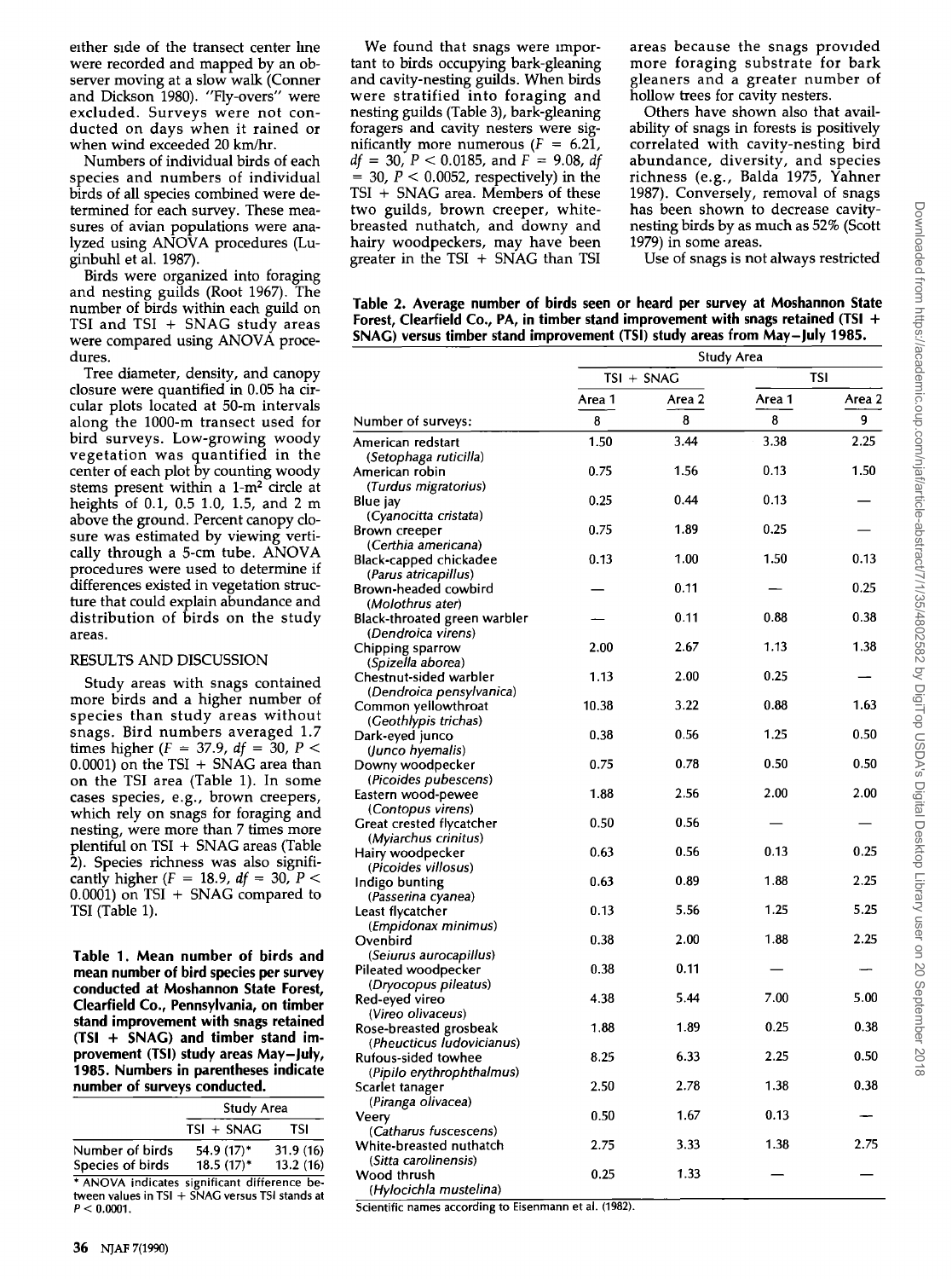either side of the transect center line were recorded and mapped by an observer moving at a slow walk (Conner and Dickson 1980). "Fly-overs" were excluded. Surveys were not conducted on days when it rained or when wind exceeded 20 km/hr.

Numbers of individual birds of each species and numbers of individual birds of all species combined were determined for each survey. These measures of avian populations were analyzed using ANOVA procedures (Luginbuhl et al. 1987).

Birds were organized into foraging and nesting guilds (Root 1967). The number of birds within each guild on TSI and TSI + SNAG study areas were compared using ANOVA procedures.

Tree diameter, density, and canopy closure were quantified in 0.05 ha circular plots located at 50-m intervals along the 1000-m transect used for bird surveys. Low-growing woody vegetation was quantified in the center of each plot by counting woody stems present within a 1-m² circle at heights of 0.1, 0.5 1.0, 1.5, and 2 m above the ground. Percent canopy closure was estimated by viewing vertically through a 5-cm tube. ANOVA procedures were used to determine if differences existed in vegetation structure that could explain abundance and distribution of birds on the study areas.

## RESULTS AND DISCUSSION

Study areas with snags contained more birds and a higher number of species than study areas without snags. Bird numbers averaged 1.7 times higher ($F = 37.9$, $df = 30$, $P < 0.0001$) on the TSI + SNAG area than on the TSI area (Table 1). In some cases species, e.g., brown creepers, which rely on snags for foraging and nesting, were more than 7 times more plentiful on TSI + SNAG areas (Table 2). Species richness was also significantly higher ($F = 18.9$, $df = 30$, $P < 0.0001$) on TSI + SNAG compared to TSI (Table 1).

**Table 1. Mean number of birds and mean number of bird species per survey conducted at Moshannon State Forest, Clearfield Co., Pennsylvania, on timber stand improvement with snags retained (TSI + SNAG) and timber stand improvement (TSI) study areas May–July, 1985. Numbers in parentheses indicate number of surveys conducted.**

| | Study Area | |
|---|---|---|
| | TSI + SNAG | TSI |
| Number of birds | 54.9 (17)* | 31.9 (16) |
| Species of birds | 18.5 (17)* | 13.2 (16) |

\* ANOVA indicates significant difference between values in TSI + SNAG versus TSI stands at $P < 0.0001$.

We found that snags were important to birds occupying bark-gleaning and cavity-nesting guilds. When birds were stratified into foraging and nesting guilds (Table 3), bark-gleaning foragers and cavity nesters were significantly more numerous ($F = 6.21$, $df = 30$, $P < 0.0185$, and $F = 9.08$, $df = 30$, $P < 0.0052$, respectively) in the TSI + SNAG area. Members of these two guilds, brown creeper, white-breasted nuthatch, and downy and hairy woodpeckers, may have been greater in the TSI + SNAG than TSI areas because the snags provided more foraging substrate for bark gleaners and a greater number of hollow trees for cavity nesters.

Others have shown also that availability of snags in forests is positively correlated with cavity-nesting bird abundance, diversity, and species richness (e.g., Balda 1975, Yahner 1987). Conversely, removal of snags has been shown to decrease cavity-nesting birds by as much as 52% (Scott 1979) in some areas.

Use of snags is not always restricted

**Table 2. Average number of birds seen or heard per survey at Moshannon State Forest, Clearfield Co., PA, in timber stand improvement with snags retained (TSI + SNAG) versus timber stand improvement (TSI) study areas from May–July 1985.**

| | Study Area | | | |
|---|---|---|---|---|
| | TSI + SNAG | | TSI | |
| | Area 1 | Area 2 | Area 1 | Area 2 |
| Number of surveys: | 8 | 8 | 8 | 9 |
| American redstart (*Setophaga ruticilla*) | 1.50 | 3.44 | 3.38 | 2.25 |
| American robin (*Turdus migratorius*) | 0.75 | 1.56 | 0.13 | 1.50 |
| Blue jay (*Cyanocitta cristata*) | 0.25 | 0.44 | 0.13 | — |
| Brown creeper (*Certhia americana*) | 0.75 | 1.89 | 0.25 | — |
| Black-capped chickadee (*Parus atricapillus*) | 0.13 | 1.00 | 1.50 | 0.13 |
| Brown-headed cowbird (*Molothrus ater*) | — | 0.11 | — | 0.25 |
| Black-throated green warbler (*Dendroica virens*) | — | 0.11 | 0.88 | 0.38 |
| Chipping sparrow (*Spizella aborea*) | 2.00 | 2.67 | 1.13 | 1.38 |
| Chestnut-sided warbler (*Dendroica pensylvanica*) | 1.13 | 2.00 | 0.25 | — |
| Common yellowthroat (*Geothlypis trichas*) | 10.38 | 3.22 | 0.88 | 1.63 |
| Dark-eyed junco (*Junco hyemalis*) | 0.38 | 0.56 | 1.25 | 0.50 |
| Downy woodpecker (*Picoides pubescens*) | 0.75 | 0.78 | 0.50 | 0.50 |
| Eastern wood-pewee (*Contopus virens*) | 1.88 | 2.56 | 2.00 | 2.00 |
| Great crested flycatcher (*Myiarchus crinitus*) | 0.50 | 0.56 | — | — |
| Hairy woodpecker (*Picoides villosus*) | 0.63 | 0.56 | 0.13 | 0.25 |
| Indigo bunting (*Passerina cyanea*) | 0.63 | 0.89 | 1.88 | 2.25 |
| Least flycatcher (*Empidonax minimus*) | 0.13 | 5.56 | 1.25 | 5.25 |
| Ovenbird (*Seiurus aurocapillus*) | 0.38 | 2.00 | 1.88 | 2.25 |
| Pileated woodpecker (*Dryocopus pileatus*) | 0.38 | 0.11 | — | — |
| Red-eyed vireo (*Vireo olivaceus*) | 4.38 | 5.44 | 7.00 | 5.00 |
| Rose-breasted grosbeak (*Pheucticus ludovicianus*) | 1.88 | 1.89 | 0.25 | 0.38 |
| Rufous-sided towhee (*Pipilo erythrophthalmus*) | 8.25 | 6.33 | 2.25 | 0.50 |
| Scarlet tanager (*Piranga olivacea*) | 2.50 | 2.78 | 1.38 | 0.38 |
| Veery (*Catharus fuscescens*) | 0.50 | 1.67 | 0.13 | — |
| White-breasted nuthatch (*Sitta carolinensis*) | 2.75 | 3.33 | 1.38 | 2.75 |
| Wood thrush (*Hylocichla mustelina*) | 0.25 | 1.33 | — | — |

Scientific names according to Eisenmann et al. (1982).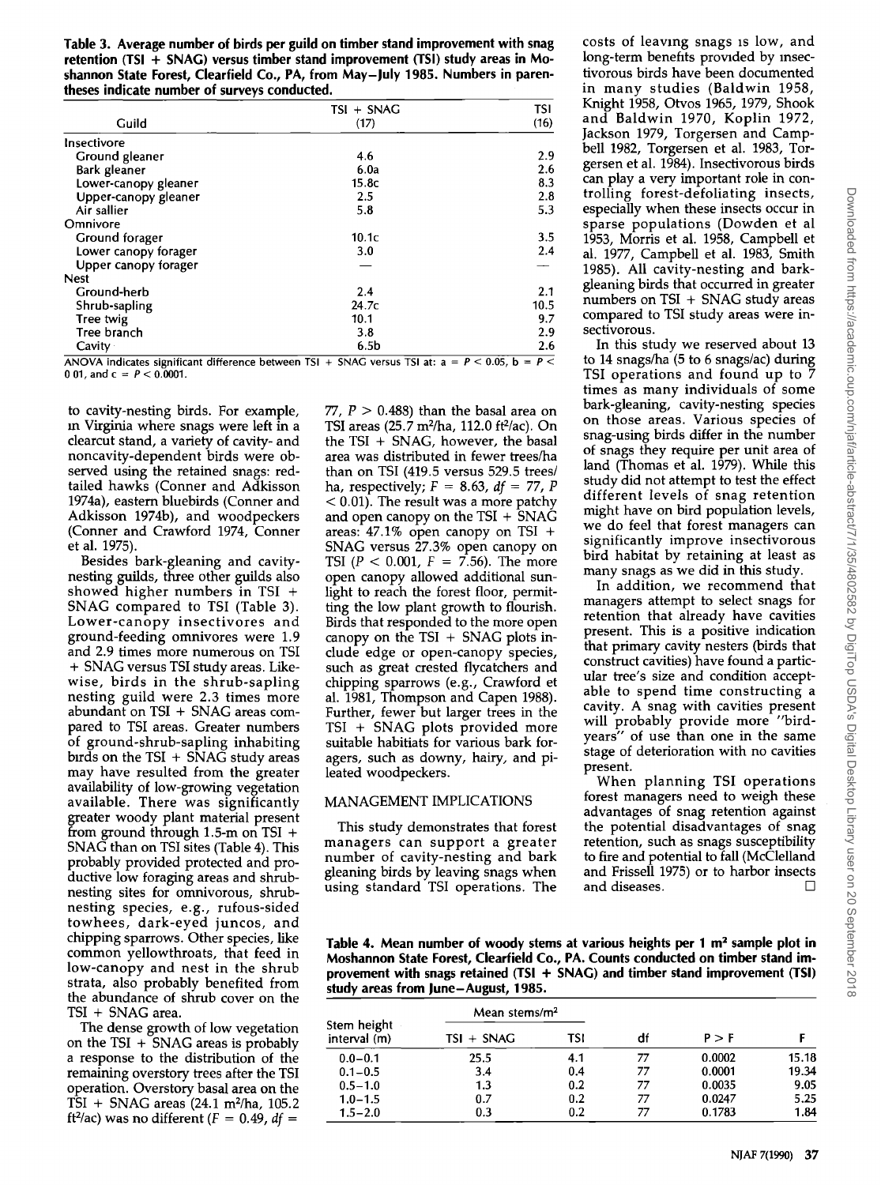**Table 3. Average number of birds per guild on timber stand improvement with snag retention (TSI + SNAG) versus timber stand improvement (TSI) study areas in Moshannon State Forest, Clearfield Co., PA, from May–July 1985. Numbers in parentheses indicate number of surveys conducted.**

| Guild | TSI + SNAG (17) | TSI (16) |
|---|---|---|
| Insectivore | | |
| Ground gleaner | 4.6 | 2.9 |
| Bark gleaner | 6.0a | 2.6 |
| Lower-canopy gleaner | 15.8c | 8.3 |
| Upper-canopy gleaner | 2.5 | 2.8 |
| Air sallier | 5.8 | 5.3 |
| Omnivore | | |
| Ground forager | 10.1c | 3.5 |
| Lower canopy forager | 3.0 | 2.4 |
| Upper canopy forager | — | — |
| Nest | | |
| Ground-herb | 2.4 | 2.1 |
| Shrub-sapling | 24.7c | 10.5 |
| Tree twig | 10.1 | 9.7 |
| Tree branch | 3.8 | 2.9 |
| Cavity | 6.5b | 2.6 |

ANOVA indicates significant difference between TSI + SNAG versus TSI at: a = $P < 0.05$, b = $P < 0.01$, and c = $P < 0.0001$.

to cavity-nesting birds. For example, in Virginia where snags were left in a clearcut stand, a variety of cavity- and noncavity-dependent birds were observed using the retained snags: red-tailed hawks (Conner and Adkisson 1974a), eastern bluebirds (Conner and Adkisson 1974b), and woodpeckers (Conner and Crawford 1974, Conner et al. 1975).

Besides bark-gleaning and cavity-nesting guilds, three other guilds also showed higher numbers in TSI + SNAG compared to TSI (Table 3). Lower-canopy insectivores and ground-feeding omnivores were 1.9 and 2.9 times more numerous on TSI + SNAG versus TSI study areas. Likewise, birds in the shrub-sapling nesting guild were 2.3 times more abundant on TSI + SNAG areas compared to TSI areas. Greater numbers of ground-shrub-sapling inhabiting birds on the TSI + SNAG study areas may have resulted from the greater availability of low-growing vegetation available. There was significantly greater woody plant material present from ground through 1.5-m on TSI + SNAG than on TSI sites (Table 4). This probably provided protected and productive low foraging areas and shrub-nesting sites for omnivorous, shrub-nesting species, e.g., rufous-sided towhees, dark-eyed juncos, and chipping sparrows. Other species, like common yellowthroats, that feed in low-canopy and nest in the shrub strata, also probably benefited from the abundance of shrub cover on the TSI + SNAG area.

The dense growth of low vegetation on the TSI + SNAG areas is probably a response to the distribution of the remaining overstory trees after the TSI operation. Overstory basal area on the TSI + SNAG areas (24.1 $m^2$/ha, 105.2 $ft^2$/ac) was no different ($F = 0.49$, $df = 77$, $P > 0.488$) than the basal area on TSI areas (25.7 $m^2$/ha, 112.0 $ft^2$/ac). On the TSI + SNAG, however, the basal area was distributed in fewer trees/ha than on TSI (419.5 versus 529.5 trees/ha, respectively; $F = 8.63$, $df = 77$, $P < 0.01$). The result was a more patchy and open canopy on the TSI + SNAG areas: 47.1% open canopy on TSI + SNAG versus 27.3% open canopy on TSI ($P < 0.001$, $F = 7.56$). The more open canopy allowed additional sunlight to reach the forest floor, permitting the low plant growth to flourish. Birds that responded to the more open canopy on the TSI + SNAG plots include edge or open-canopy species, such as great crested flycatchers and chipping sparrows (e.g., Crawford et al. 1981, Thompson and Capen 1988). Further, fewer but larger trees in the TSI + SNAG plots provided more suitable habitiats for various bark foragers, such as downy, hairy, and pileated woodpeckers.

## MANAGEMENT IMPLICATIONS

This study demonstrates that forest managers can support a greater number of cavity-nesting and bark gleaning birds by leaving snags when using standard TSI operations. The costs of leaving snags is low, and long-term benefits provided by insectivorous birds have been documented in many studies (Baldwin 1958, Knight 1958, Otvos 1965, 1979, Shook and Baldwin 1970, Koplin 1972, Jackson 1979, Torgersen and Campbell 1982, Torgersen et al. 1983, Torgersen et al. 1984). Insectivorous birds can play a very important role in controlling forest-defoliating insects, especially when these insects occur in sparse populations (Dowden et al 1953, Morris et al. 1958, Campbell et al. 1977, Campbell et al. 1983, Smith 1985). All cavity-nesting and bark-gleaning birds that occurred in greater numbers on TSI + SNAG study areas compared to TSI study areas were insectivorous.

In this study we reserved about 13 to 14 snags/ha (5 to 6 snags/ac) during TSI operations and found up to 7 times as many individuals of some bark-gleaning, cavity-nesting species on those areas. Various species of snag-using birds differ in the number of snags they require per unit area of land (Thomas et al. 1979). While this study did not attempt to test the effect different levels of snag retention might have on bird population levels, we do feel that forest managers can significantly improve insectivorous bird habitat by retaining at least as many snags as we did in this study.

In addition, we recommend that managers attempt to select snags for retention that already have cavities present. This is a positive indication that primary cavity nesters (birds that construct cavities) have found a particular tree's size and condition acceptable to spend time constructing a cavity. A snag with cavities present will probably provide more "bird-years" of use than one in the same stage of deterioration with no cavities present.

When planning TSI operations forest managers need to weigh these advantages of snag retention against the potential disadvantages of snag retention, such as snags susceptibility to fire and potential to fall (McClelland and Frissell 1975) or to harbor insects and diseases.

**Table 4. Mean number of woody stems at various heights per 1 $m^2$ sample plot in Moshannon State Forest, Clearfield Co., PA. Counts conducted on timber stand improvement with snags retained (TSI + SNAG) and timber stand improvement (TSI) study areas from June–August, 1985.**

| Stem height interval (m) | Mean stems/$m^2$ TSI + SNAG | TSI | df | P > F | F |
|---|---|---|---|---|---|
| 0.0–0.1 | 25.5 | 4.1 | 77 | 0.0002 | 15.18 |
| 0.1–0.5 | 3.4 | 0.4 | 77 | 0.0001 | 19.34 |
| 0.5–1.0 | 1.3 | 0.2 | 77 | 0.0035 | 9.05 |
| 1.0–1.5 | 0.7 | 0.2 | 77 | 0.0247 | 5.25 |
| 1.5–2.0 | 0.3 | 0.2 | 77 | 0.1783 | 1.84 |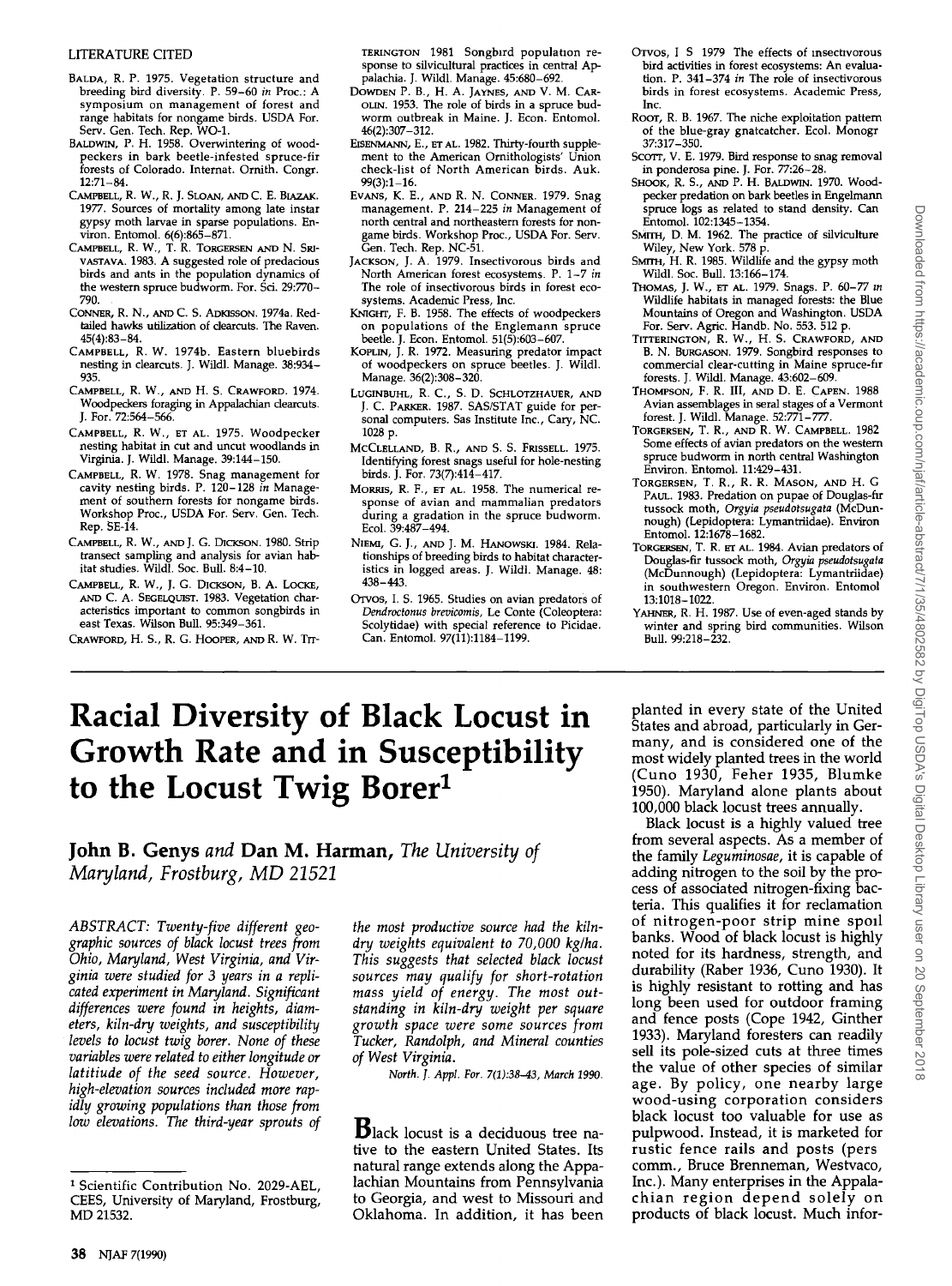LITERATURE CITED

BALDA, R. P. 1975. Vegetation structure and breeding bird diversity. P. 59–60 *in* Proc.: A symposium on management of forest and range habitats for nongame birds. USDA For. Serv. Gen. Tech. Rep. WO-1.

BALDWIN, P. H. 1958. Overwintering of woodpeckers in bark beetle-infested spruce-fir forests of Colorado. Internat. Ornith. Congr. 12:71–84.

CAMPBELL, R. W., R. J. SLOAN, AND C. E. BIAZAK. 1977. Sources of mortality among late instar gypsy moth larvae in sparse populations. Environ. Entomol. 6(6):865–871.

CAMPBELL, R. W., T. R. TORGERSEN AND N. SRIVASTAVA. 1983. A suggested role of predacious birds and ants in the population dynamics of the western spruce budworm. For. Sci. 29:770–790.

CONNER, R. N., AND C. S. ADKISSON. 1974a. Red-tailed hawks utilization of clearcuts. The Raven. 45(4):83–84.

CAMPBELL, R. W. 1974b. Eastern bluebirds nesting in clearcuts. J. Wildl. Manage. 38:934–935.

CAMPBELL, R. W., AND H. S. CRAWFORD. 1974. Woodpeckers foraging in Appalachian clearcuts. J. For. 72:564–566.

CAMPBELL, R. W., ET AL. 1975. Woodpecker nesting habitat in cut and uncut woodlands in Virginia. J. Wildl. Manage. 39:144–150.

CAMPBELL, R. W. 1978. Snag management for cavity nesting birds. P. 120–128 *in* Management of southern forests for nongame birds. Workshop Proc., USDA For. Serv. Gen. Tech. Rep. SE-14.

CAMPBELL, R. W., AND J. G. DICKSON. 1980. Strip transect sampling and analysis for avian habitat studies. Wildl. Soc. Bull. 8:4–10.

CAMPBELL, R. W., J. G. DICKSON, B. A. LOCKE, AND C. A. SEGELQUIST. 1983. Vegetation characteristics important to common songbirds in east Texas. Wilson Bull. 95:349–361.

CRAWFORD, H. S., R. G. HOOPER, AND R. W. TITTERINGTON 1981 Songbird population response to silvicultural practices in central Appalachia. J. Wildl. Manage. 45:680–692.

DOWDEN P. B., H. A. JAYNES, AND V. M. CAROLIN. 1953. The role of birds in a spruce budworm outbreak in Maine. J. Econ. Entomol. 46(2):307–312.

EISENMANN, E., ET AL. 1982. Thirty-fourth supplement to the American Ornithologists' Union check-list of North American birds. Auk. 99(3):1–16.

EVANS, K. E., AND R. N. CONNER. 1979. Snag management. P. 214–225 *in* Management of north central and northeastern forests for nongame birds. Workshop Proc., USDA For. Serv. Gen. Tech. Rep. NC-51.

JACKSON, J. A. 1979. Insectivorous birds and North American forest ecosystems. P. 1–7 *in* The role of insectivorous birds in forest ecosystems. Academic Press, Inc.

KNIGHT, F. B. 1958. The effects of woodpeckers on populations of the Englemann spruce beetle. J. Econ. Entomol. 51(5):603–607.

KOPLIN, J. R. 1972. Measuring predator impact of woodpeckers on spruce beetles. J. Wildl. Manage. 36(2):308–320.

LUGINBUHL, R. C., S. D. SCHLOTZHAUER, AND J. C. PARKER. 1987. SAS/STAT guide for personal computers. Sas Institute Inc., Cary, NC. 1028 p.

MCCLELLAND, B. R., AND S. S. FRISSELL. 1975. Identifying forest snags useful for hole-nesting birds. J. For. 73(7):414–417.

MORRIS, R. F., ET AL. 1958. The numerical response of avian and mammalian predators during a gradation in the spruce budworm. Ecol. 39:487–494.

NIEMI, G. J., AND J. M. HANOWSKI. 1984. Relationships of breeding birds to habitat characteristics in logged areas. J. Wildl. Manage. 48: 438–443.

OTVOS, I. S. 1965. Studies on avian predators of *Dendroctonus brevicomis*, Le Conte (Coleoptera: Scolytidae) with special reference to Picidae. Can. Entomol. 97(11):1184–1199.

OTVOS, I S 1979 The effects of insectivorous bird activities in forest ecosystems: An evaluation. P. 341–374 *in* The role of insectivorous birds in forest ecosystems. Academic Press, Inc.

ROOT, R. B. 1967. The niche exploitation pattern of the blue-gray gnatcatcher. Ecol. Monogr 37:317–350.

SCOTT, V. E. 1979. Bird response to snag removal in ponderosa pine. J. For. 77:26–28.

SHOOK, R. S., AND P. H. BALDWIN. 1970. Woodpecker predation on bark beetles in Engelmann spruce logs as related to stand density. Can Entomol. 102:1345–1354.

SMITH, D. M. 1962. The practice of silviculture Wiley, New York. 578 p.

SMITH, H. R. 1985. Wildlife and the gypsy moth Wildl. Soc. Bull. 13:166–174.

THOMAS, J. W., ET AL. 1979. Snags. P. 60–77 *in* Wildlife habitats in managed forests: the Blue Mountains of Oregon and Washington. USDA For. Serv. Agric. Handb. No. 553. 512 p.

TITTERINGTON, R. W., H. S. CRAWFORD, AND B. N. BURGASON. 1979. Songbird responses to commercial clear-cutting in Maine spruce-fir forests. J. Wildl. Manage. 43:602–609.

THOMPSON, F. R. III, AND D. E. CAPEN. 1988 Avian assemblages in seral stages of a Vermont forest. J. Wildl. Manage. 52:771–777.

TORGERSEN, T. R., AND R. W. CAMPBELL. 1982 Some effects of avian predators on the western spruce budworm in north central Washington Environ. Entomol. 11:429–431.

TORGERSEN, T. R., R. R. MASON, AND H. G PAUL. 1983. Predation on pupae of Douglas-fir tussock moth, *Orgyia pseudotsugata* (McDunnough) (Lepidoptera: Lymantriidae). Environ Entomol. 12:1678–1682.

TORGERSEN, T. R. ET AL. 1984. Avian predators of Douglas-fir tussock moth, *Orgyia pseudotsugata* (McDunnough) (Lepidoptera: Lymantriidae) in southwestern Oregon. Environ. Entomol 13:1018–1022.

YAHNER, R. H. 1987. Use of even-aged stands by winter and spring bird communities. Wilson Bull. 99:218–232.

# Racial Diversity of Black Locust in Growth Rate and in Susceptibility to the Locust Twig Borer[1]

**John B. Genys** *and* **Dan M. Harman**, *The University of Maryland, Frostburg, MD 21521*

*ABSTRACT: Twenty-five different geographic sources of black locust trees from Ohio, Maryland, West Virginia, and Virginia were studied for 3 years in a replicated experiment in Maryland. Significant differences were found in heights, diameters, kiln-dry weights, and susceptibility levels to locust twig borer. None of these variables were related to either longitude or latitiude of the seed source. However, high-elevation sources included more rapidly growing populations than those from low elevations. The third-year sprouts of the most productive source had the kiln-dry weights equivalent to 70,000 kg/ha. This suggests that selected black locust sources may qualify for short-rotation mass yield of energy. The most outstanding in kiln-dry weight per square growth space were some sources from Tucker, Randolph, and Mineral counties of West Virginia.*

*North. J. Appl. For. 7(1):38–43, March 1990.*

[1] Scientific Contribution No. 2029-AEL, CEES, University of Maryland, Frostburg, MD 21532.

Black locust is a deciduous tree native to the eastern United States. Its natural range extends along the Appalachian Mountains from Pennsylvania to Georgia, and west to Missouri and Oklahoma. In addition, it has been planted in every state of the United States and abroad, particularly in Germany, and is considered one of the most widely planted trees in the world (Cuno 1930, Feher 1935, Blumke 1950). Maryland alone plants about 100,000 black locust trees annually.

Black locust is a highly valued tree from several aspects. As a member of the family *Leguminosae*, it is capable of adding nitrogen to the soil by the process of associated nitrogen-fixing bacteria. This qualifies it for reclamation of nitrogen-poor strip mine spoil banks. Wood of black locust is highly noted for its hardness, strength, and durability (Raber 1936, Cuno 1930). It is highly resistant to rotting and has long been used for outdoor framing and fence posts (Cope 1942, Ginther 1933). Maryland foresters can readily sell its pole-sized cuts at three times the value of other species of similar age. By policy, one nearby large wood-using corporation considers black locust too valuable for use as pulpwood. Instead, it is marketed for rustic fence rails and posts (pers comm., Bruce Brenneman, Westvaco, Inc.). Many enterprises in the Appalachian region depend solely on products of black locust. Much infor-